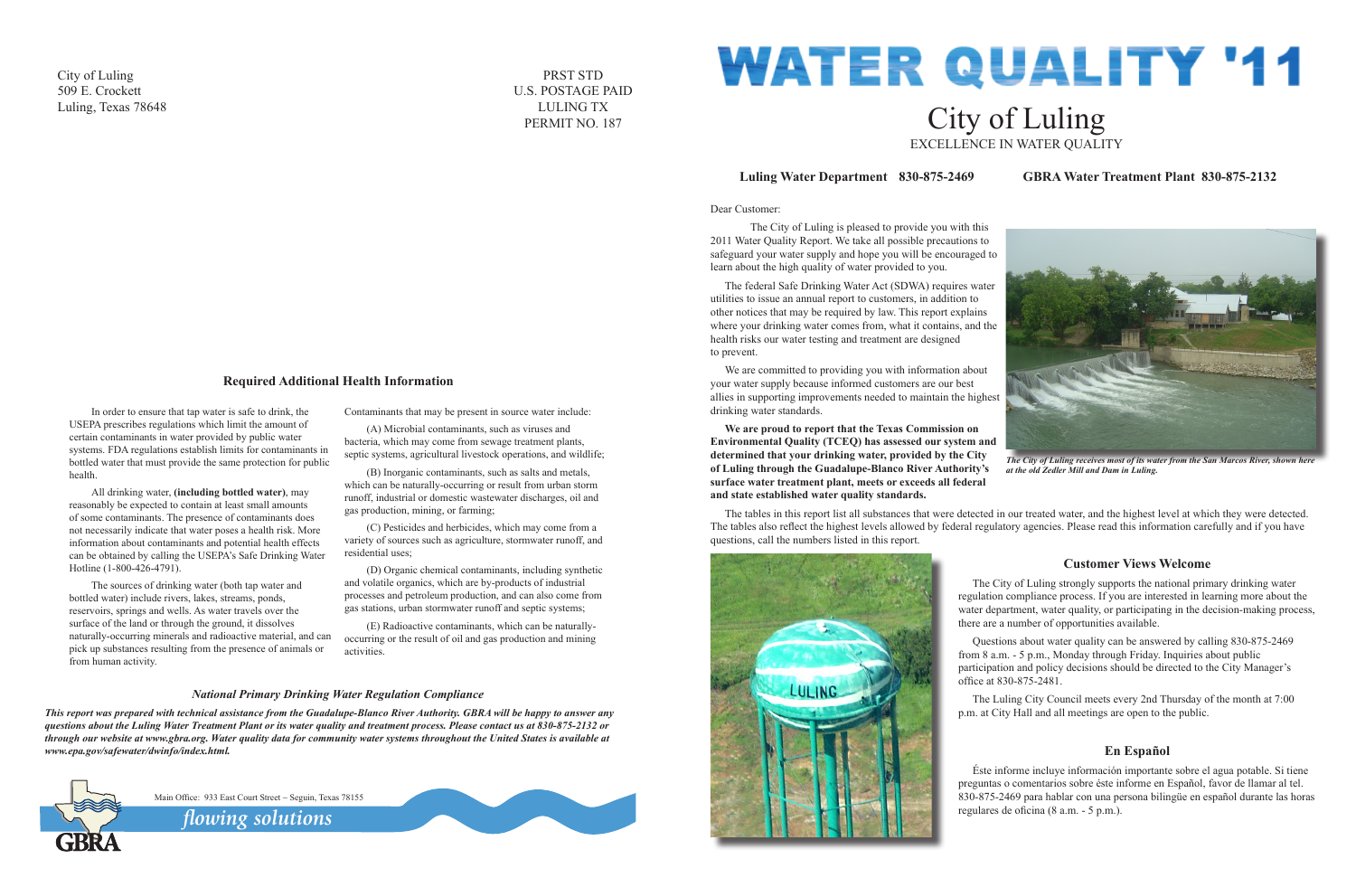City of Luling
509 E. Crockett
Luling, Texas 78648

PRST STD
U.S. POSTAGE PAID
LULING TX
PERMIT NO. 187

## Required Additional Health Information

In order to ensure that tap water is safe to drink, the USEPA prescribes regulations which limit the amount of certain contaminants in water provided by public water systems. FDA regulations establish limits for contaminants in bottled water that must provide the same protection for public health.

All drinking water, **(including bottled water)**, may reasonably be expected to contain at least small amounts of some contaminants. The presence of contaminants does not necessarily indicate that water poses a health risk. More information about contaminants and potential health effects can be obtained by calling the USEPA's Safe Drinking Water Hotline (1-800-426-4791).

The sources of drinking water (both tap water and bottled water) include rivers, lakes, streams, ponds, reservoirs, springs and wells. As water travels over the surface of the land or through the ground, it dissolves naturally-occurring minerals and radioactive material, and can pick up substances resulting from the presence of animals or from human activity.

Contaminants that may be present in source water include:

(A) Microbial contaminants, such as viruses and bacteria, which may come from sewage treatment plants, septic systems, agricultural livestock operations, and wildlife;

(B) Inorganic contaminants, such as salts and metals, which can be naturally-occurring or result from urban storm runoff, industrial or domestic wastewater discharges, oil and gas production, mining, or farming;

(C) Pesticides and herbicides, which may come from a variety of sources such as agriculture, stormwater runoff, and residential uses;

(D) Organic chemical contaminants, including synthetic and volatile organics, which are by-products of industrial processes and petroleum production, and can also come from gas stations, urban stormwater runoff and septic systems;

(E) Radioactive contaminants, which can be naturally-occurring or the result of oil and gas production and mining activities.

### *National Primary Drinking Water Regulation Compliance*

***This report was prepared with technical assistance from the Guadalupe-Blanco River Authority. GBRA will be happy to answer any questions about the Luling Water Treatment Plant or its water quality and treatment process. Please contact us at 830-875-2132 or through our website at www.gbra.org. Water quality data for community water systems throughout the United States is available at www.epa.gov/safewater/dwinfo/index.html.***

GBRA

Main Office: 933 East Court Street ~ Seguin, Texas 78155

*flowing solutions*

# WATER QUALITY '11

## City of Luling

EXCELLENCE IN WATER QUALITY

**Luling Water Department 830-875-2469** **GBRA Water Treatment Plant 830-875-2132**

Dear Customer:

The City of Luling is pleased to provide you with this 2011 Water Quality Report. We take all possible precautions to safeguard your water supply and hope you will be encouraged to learn about the high quality of water provided to you.

The federal Safe Drinking Water Act (SDWA) requires water utilities to issue an annual report to customers, in addition to other notices that may be required by law. This report explains where your drinking water comes from, what it contains, and the health risks our water testing and treatment are designed to prevent.

We are committed to providing you with information about your water supply because informed customers are our best allies in supporting improvements needed to maintain the highest drinking water standards.

**We are proud to report that the Texas Commission on Environmental Quality (TCEQ) has assessed our system and determined that your drinking water, provided by the City of Luling through the Guadalupe-Blanco River Authority's surface water treatment plant, meets or exceeds all federal and state established water quality standards.**

***The City of Luling receives most of its water from the San Marcos River, shown here at the old Zedler Mill and Dam in Luling.***

The tables in this report list all substances that were detected in our treated water, and the highest level at which they were detected. The tables also reflect the highest levels allowed by federal regulatory agencies. Please read this information carefully and if you have questions, call the numbers listed in this report.

### Customer Views Welcome

The City of Luling strongly supports the national primary drinking water regulation compliance process. If you are interested in learning more about the water department, water quality, or participating in the decision-making process, there are a number of opportunities available.

Questions about water quality can be answered by calling 830-875-2469 from 8 a.m. - 5 p.m., Monday through Friday. Inquiries about public participation and policy decisions should be directed to the City Manager's office at 830-875-2481.

The Luling City Council meets every 2nd Thursday of the month at 7:00 p.m. at City Hall and all meetings are open to the public.

### En Español

Éste informe incluye información importante sobre el agua potable. Si tiene preguntas o comentarios sobre éste informe en Español, favor de llamar al tel. 830-875-2469 para hablar con una persona bilingüe en español durante las horas regulares de oficina (8 a.m. - 5 p.m.).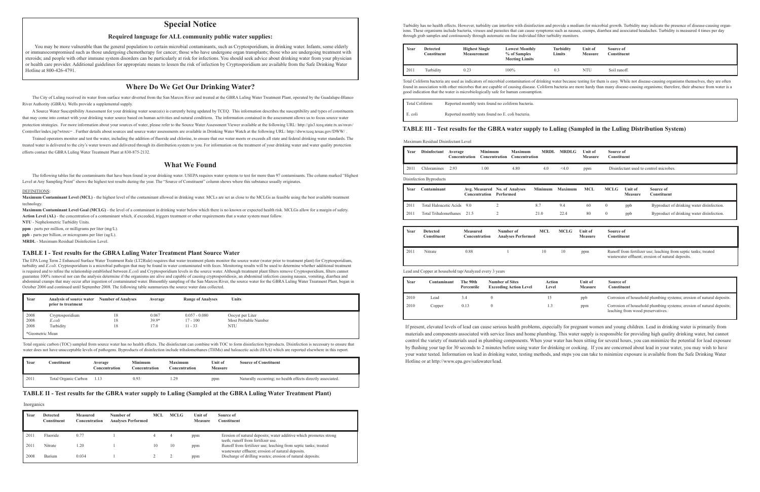## Special Notice

### Required language for ALL community public water supplies:

You may be more vulnerable than the general population to certain microbial contaminants, such as Cryptosporidium, in drinking water. Infants, some elderly or immunocompromised such as those undergoing chemotherapy for cancer; those who have undergone organ transplants; those who are undergoing treatment with steroids; and people with other immune system disorders can be particularly at risk for infections. You should seek advice about drinking water from your physician or health care provider. Additional guidelines for appropriate means to lessen the risk of infection by Cryptosporidium are available from the Safe Drinking Water Hotline at 800-426-4791.

## Where Do We Get Our Drinking Water?

The City of Luling received its water from surface water diverted from the San Marcos River and treated at the GBRA Luling Water Treatment Plant, operated by the Guadalupe-Blanco River Authority (GBRA). Wells provide a supplemental supply.

A Source Water Susceptibility Assessment for your drinking water source(s) is currently being updated by TCEQ. This information describes the susceptibility and types of constituents that may come into contact with your drinking water source based on human activities and natural conditions. The information contained in the assessment allows us to focus source water protection strategies. For more information about your sources of water, please refer to the Source Water Assessment Viewer available at the following URL: http://gis3.tceq.state.tx.us/swav/Controller/index.jsp?wtrsrc= . Further details about sources and source water assessments are available in Drinking Water Watch at the following URL: http://dww.tceq.texas.gov/DWW/ .

Trained operators monitor and test the water, including the addition of fluoride and chlorine, to ensure that our water meets or exceeds all state and federal drinking water standards. The treated water is delivered to the city's water towers and delivered through its distribution system to you. For information on the treatment of your drinking water and water quality protection efforts contact the GBRA Luling Water Treatment Plant at 830-875-2132.

## What We Found

The following tables list the contaminants that have been found in your drinking water. USEPA requires water systems to test for more than 97 contaminants. The column marked "Highest Level at Any Sampling Point" shows the highest test results during the year. The "Source of Constituent" column shows where this substance usually originates.

DEFINITIONS:

**Maximum Contaminant Level (MCL)** - the highest level of the contaminant allowed in drinking water. MCLs are set as close to the MCLGs as feasible using the best available treatment technology.

**Maximum Contaminant Level Goal (MCLG)** - the level of a contaminant in drinking water below which there is no known or expected health risk. MCLGs allow for a margin of safety.

**Action Level (AL)** - the concentration of a contaminant which, if exceeded, triggers treatment or other requirements that a water system must follow.

**NTU** - Nephelometric Turbidity Units.

**ppm** - parts per million, or milligrams per liter (mg/L).

**ppb** - parts per billion, or micrograms per liter (ug/L).

**MRDL** - Maximum Residual Disinfection Level.

### TABLE I - Test results for the GBRA Luling Water Treatment Plant Source Water

The EPA Long Term 2 Enhanced Surface Water Treatment Rule (LT2Rule) requires that water treatment plants monitor the source water (water prior to treatment plant) for Cryptosporidium, turbidity and *E.coli*. Cryptosporidium is a microbial pathogen that may be found in water contaminated with feces. Monitoring results will be used to determine whether additional treatment is required and to refine the relationship established between *E.coli* and Cryptosporidium levels in the source water. Although treatment plant filters remove Cryptosporidium, filters cannot guarantee 100% removal nor can the analysis determine if the organisms are alive and capable of causing cryptosporidiosis, an abdominal infection causing nausea, vomiting, diarrhea and abdominal cramps that may occur after ingestion of contaminated water. Bimonthly sampling of the San Marcos River, the source water for the GBRA Luling Water Treatment Plant, began in October 2006 and continued until September 2008. The following table summarizes the source water data collected.

| Year | Analysis of source water prior to treatment | Number of Analyses | Average | Range of Analyses | Units |
|---|---|---|---|---|---|
| 2008 | Cryptosporidium | 18 | 0.067 | 0.057 - 0.080 | Oocyst per Liter |
| 2008 | *E.coli* | 18 | 39.9* | 17 - 100 | Most Probable Number |
| 2008 | Turbidity | 18 | 17.0 | 11 - 33 | NTU |

*Geometric Mean

Total organic carbon (TOC) sampled from source water has no health effects. The disinfectant can combine with TOC to form disinfection byproducts. Disinfection is necessary to ensure that water does not have unacceptable levels of pathogens. Byproducts of disinfection include trihalomethanes (THMs) and haloacetic acids (HAA) which are reported elsewhere in this report.

| Year | Constituent | Average Concentration | Minimum Concentration | Maximum Concentration | Unit of Measure | Source of Constituent |
|---|---|---|---|---|---|---|
| 2011 | Total Organic Carbon | 1.13 | 0.93 | 1.29 | ppm | Naturally occurring; no health effects directly associated. |

### TABLE II - Test results for the GBRA water supply to Luling (Sampled at the GBRA Luling Water Treatment Plant)

Inorganics

| Year | Detected Constituent | Measured Concentration | Number of Analyses Performed | MCL | MCLG | Unit of Measure | Source of Constituent |
|---|---|---|---|---|---|---|---|
| 2011 | Fluoride | 0.77 | 1 | 4 | 4 | ppm | Erosion of natural deposits; water additive which promotes strong teeth; runoff from fertilizer use. |
| 2011 | Nitrate | 1.20 | 1 | 10 | 10 | ppm | Runoff from fertilizer use; leaching from septic tanks; treated wastewater effluent; erosion of natural deposits. |
| 2008 | Barium | 0.034 | 1 | 2 | 2 | ppm | Discharge of drilling wastes; erosion of natural deposits. |

Turbidity has no health effects. However, turbidity can interfere with disinfection and provide a medium for microbial growth. Turbidity may indicate the presence of disease-causing organisms. These organisms include bacteria, viruses and parasites that can cause symptoms such as nausea, cramps, diarrhea and associated headaches. Turbidity is measured 4 times per day through grab samples and continuously through automatic on-line individual filter turbidity monitors.

| Year | Detected Constituent | Highest Single Measurement | Lowest Monthly % of Samples Meeting Limits | Turbidity Limits | Unit of Measure | Source of Constituent |
|---|---|---|---|---|---|---|
| 2011 | Turbidity | 0.23 | 100% | 0.3 | NTU | Soil runoff. |

Total Coliform bacteria are used as indicators of microbial contamination of drinking water because testing for them is easy. While not disease-causing organisms themselves, they are often found in association with other microbes that are capable of causing disease. Coliform bacteria are more hardy than many disease-causing organisms; therefore, their absence from water is a good indication that the water is microbiologically safe for human consumption.

| | |
|---|---|
| Total Coliform | Reported monthly tests found no coliform bacteria. |
| E. coli | Reported monthly tests found no E. coli bacteria. |

### TABLE III - Test results for the GBRA water supply to Luling (Sampled in the Luling Distribution System)

Maximum Residual Disinfectant Level

| Year | Disinfectant | Average Concentration | Minimum Concentration | Maximum Concentration | MRDL | MRDLG | Unit of Measure | Source of Constituent |
|---|---|---|---|---|---|---|---|---|
| 2011 | Chloramines | 2.93 | 1.00 | 4.80 | 4.0 | <4.0 | ppm | Disinfectant used to control microbes. |

Disinfection Byproducts

| Year | Contaminant | Avg. Measured Concentration | No. of Analyses Performed | Minimum | Maximum | MCL | MCLG | Unit of Measure | Source of Constituent |
|---|---|---|---|---|---|---|---|---|---|
| 2011 | Total Haloacetic Acids | 9.0 | 2 | 8.7 | 9.4 | 60 | 0 | ppb | Byproduct of drinking water disinfection. |
| 2011 | Total Trihalomethanes | 21.5 | 2 | 21.0 | 22.4 | 80 | 0 | ppb | Byproduct of drinking water disinfection. |

| Year | Detected Constituent | Measured Concentration | Number of Analyses Performed | MCL | MCLG | Unit of Measure | Source of Constituent |
|---|---|---|---|---|---|---|---|
| 2011 | Nitrate | 0.88 | 1 | 10 | 10 | ppm | Runoff from fertilizer use; leaching from septic tanks; treated wastewater effluent; erosion of natural deposits. |

Lead and Copper at household tap/Analyzed every 3 years

| Year | Contaminant | The 90th Percentile | Number of Sites Exceeding Action Level | Action Level | Unit of Measure | Source of Constituent |
|---|---|---|---|---|---|---|
| 2010 | Lead | 3.4 | 0 | 15 | ppb | Corrosion of household plumbing systems; erosion of natural deposits. |
| 2010 | Copper | 0.13 | 0 | 1.3 | ppm | Corrosion of household plumbing systems; erosion of natural deposits; leaching from wood preservatives. |

If present, elevated levels of lead can cause serious health problems, especially for pregnant women and young children. Lead in drinking water is primarily from materials and components associated with service lines and home plumbing. This water supply is responsible for providing high quality drinking water, but cannot control the variety of materials used in plumbing components. When your water has been sitting for several hours, you can minimize the potential for lead exposure by flushing your tap for 30 seconds to 2 minutes before using water for drinking or cooking. If you are concerned about lead in your water, you may wish to have your water tested. Information on lead in drinking water, testing methods, and steps you can take to minimize exposure is available from the Safe Drinking Water Hotline or at http://www.epa.gov/safewater/lead.